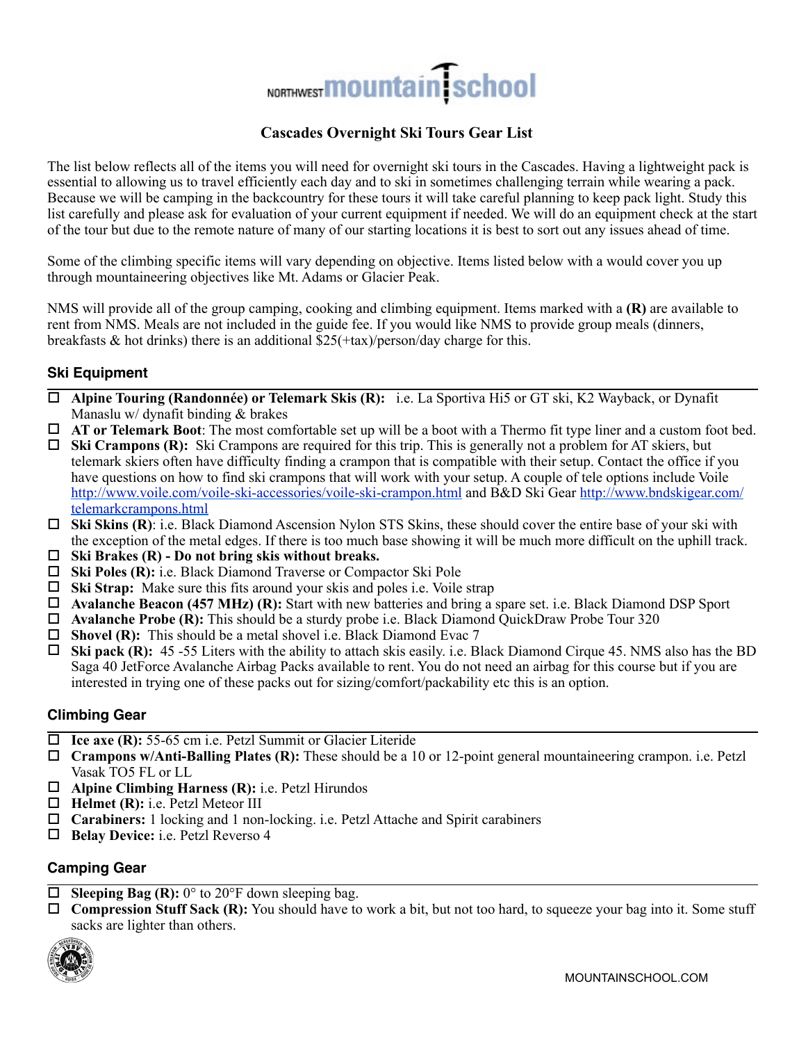# Cascades Overnight Ski Tours Gear List

The list below reflects all of the items you will need for overnight ski tours in the Cascades. Having a lightweight pack is essential to allowing us to travel efficiently each day and to ski in sometimes challenging terrain while wearing a pack. Because we will be camping in the backcountry for these tours it will take careful planning to keep pack light. Study this list carefully and please ask for evaluation of your current equipment if needed. We will do an equipment check at the start of the tour but due to the remote nature of many of our starting locations it is best to sort out any issues ahead of time.

Some of the climbing specific items will vary depending on objective. Items listed below with a would cover you up through mountaineering objectives like Mt. Adams or Glacier Peak.

NMS will provide all of the group camping, cooking and climbing equipment. Items marked with a **(R)** are available to rent from NMS. Meals are not included in the guide fee. If you would like NMS to provide group meals (dinners, breakfasts & hot drinks) there is an additional $25(+tax)/person/day charge for this.

## Ski Equipment

- ☐ **Alpine Touring (Randonnée) or Telemark Skis (R):** i.e. La Sportiva Hi5 or GT ski, K2 Wayback, or Dynafit Manaslu w/ dynafit binding & brakes
- ☐ **AT or Telemark Boot**: The most comfortable set up will be a boot with a Thermo fit type liner and a custom foot bed.
- ☐ **Ski Crampons (R):** Ski Crampons are required for this trip. This is generally not a problem for AT skiers, but telemark skiers often have difficulty finding a crampon that is compatible with their setup. Contact the office if you have questions on how to find ski crampons that will work with your setup. A couple of tele options include Voile http://www.voile.com/voile-ski-accessories/voile-ski-crampon.html and B&D Ski Gear http://www.bndskigear.com/telemarkcrampons.html
- ☐ **Ski Skins (R)**: i.e. Black Diamond Ascension Nylon STS Skins, these should cover the entire base of your ski with the exception of the metal edges. If there is too much base showing it will be much more difficult on the uphill track.
- ☐ **Ski Brakes (R) - Do not bring skis without breaks.**
- ☐ **Ski Poles (R):** i.e. Black Diamond Traverse or Compactor Ski Pole
- ☐ **Ski Strap:** Make sure this fits around your skis and poles i.e. Voile strap
- ☐ **Avalanche Beacon (457 MHz) (R):** Start with new batteries and bring a spare set. i.e. Black Diamond DSP Sport
- ☐ **Avalanche Probe (R):** This should be a sturdy probe i.e. Black Diamond QuickDraw Probe Tour 320
- ☐ **Shovel (R):** This should be a metal shovel i.e. Black Diamond Evac 7
- ☐ **Ski pack (R):** 45 -55 Liters with the ability to attach skis easily. i.e. Black Diamond Cirque 45. NMS also has the BD Saga 40 JetForce Avalanche Airbag Packs available to rent. You do not need an airbag for this course but if you are interested in trying one of these packs out for sizing/comfort/packability etc this is an option.

## Climbing Gear

- ☐ **Ice axe (R):** 55-65 cm i.e. Petzl Summit or Glacier Literide
- ☐ **Crampons w/Anti-Balling Plates (R):** These should be a 10 or 12-point general mountaineering crampon. i.e. Petzl Vasak TO5 FL or LL
- ☐ **Alpine Climbing Harness (R):** i.e. Petzl Hirundos
- ☐ **Helmet (R):** i.e. Petzl Meteor III
- ☐ **Carabiners:** 1 locking and 1 non-locking. i.e. Petzl Attache and Spirit carabiners
- ☐ **Belay Device:** i.e. Petzl Reverso 4

## Camping Gear

- ☐ **Sleeping Bag (R):** 0° to 20°F down sleeping bag.
- ☐ **Compression Stuff Sack (R):** You should have to work a bit, but not too hard, to squeeze your bag into it. Some stuff sacks are lighter than others.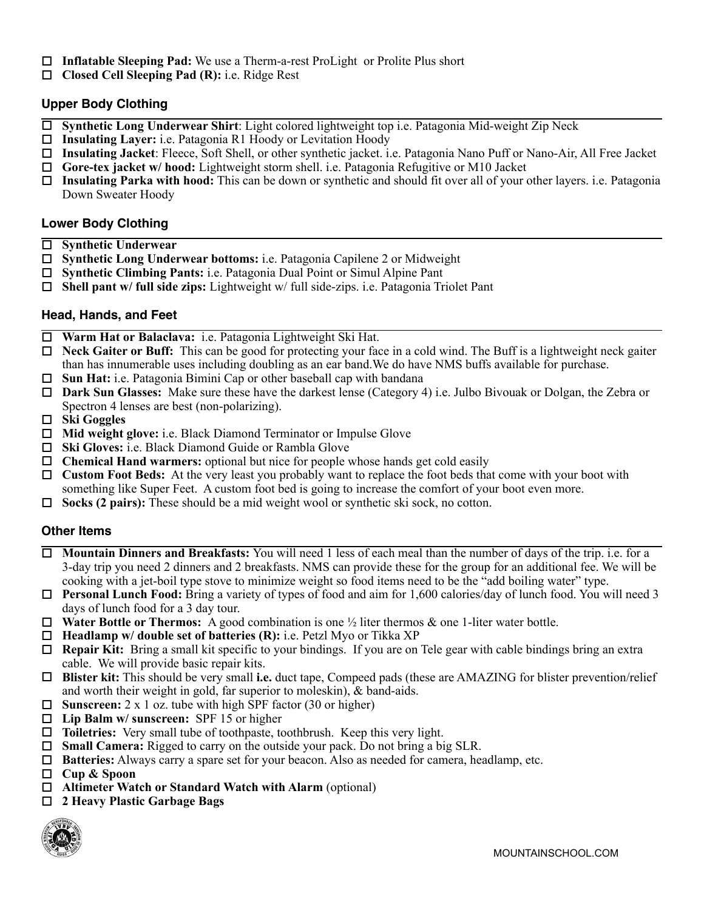- ☐ **Inflatable Sleeping Pad:** We use a Therm-a-rest ProLight or Prolite Plus short
- ☐ **Closed Cell Sleeping Pad (R):** i.e. Ridge Rest

## Upper Body Clothing

- ☐ **Synthetic Long Underwear Shirt**: Light colored lightweight top i.e. Patagonia Mid-weight Zip Neck
- ☐ **Insulating Layer:** i.e. Patagonia R1 Hoody or Levitation Hoody
- ☐ **Insulating Jacket**: Fleece, Soft Shell, or other synthetic jacket. i.e. Patagonia Nano Puff or Nano-Air, All Free Jacket
- ☐ **Gore-tex jacket w/ hood:** Lightweight storm shell. i.e. Patagonia Refugitive or M10 Jacket
- ☐ **Insulating Parka with hood:** This can be down or synthetic and should fit over all of your other layers. i.e. Patagonia Down Sweater Hoody

## Lower Body Clothing

- ☐ **Synthetic Underwear**
- ☐ **Synthetic Long Underwear bottoms:** i.e. Patagonia Capilene 2 or Midweight
- ☐ **Synthetic Climbing Pants:** i.e. Patagonia Dual Point or Simul Alpine Pant
- ☐ **Shell pant w/ full side zips:** Lightweight w/ full side-zips. i.e. Patagonia Triolet Pant

## Head, Hands, and Feet

- ☐ **Warm Hat or Balaclava:** i.e. Patagonia Lightweight Ski Hat.
- ☐ **Neck Gaiter or Buff:** This can be good for protecting your face in a cold wind. The Buff is a lightweight neck gaiter than has innumerable uses including doubling as an ear band.We do have NMS buffs available for purchase.
- ☐ **Sun Hat:** i.e. Patagonia Bimini Cap or other baseball cap with bandana
- ☐ **Dark Sun Glasses:** Make sure these have the darkest lense (Category 4) i.e. Julbo Bivouak or Dolgan, the Zebra or Spectron 4 lenses are best (non-polarizing).
- ☐ **Ski Goggles**
- ☐ **Mid weight glove:** i.e. Black Diamond Terminator or Impulse Glove
- ☐ **Ski Gloves:** i.e. Black Diamond Guide or Rambla Glove
- ☐ **Chemical Hand warmers:** optional but nice for people whose hands get cold easily
- ☐ **Custom Foot Beds:** At the very least you probably want to replace the foot beds that come with your boot with something like Super Feet. A custom foot bed is going to increase the comfort of your boot even more.
- ☐ **Socks (2 pairs):** These should be a mid weight wool or synthetic ski sock, no cotton.

## Other Items

- ☐ **Mountain Dinners and Breakfasts:** You will need 1 less of each meal than the number of days of the trip. i.e. for a 3-day trip you need 2 dinners and 2 breakfasts. NMS can provide these for the group for an additional fee. We will be cooking with a jet-boil type stove to minimize weight so food items need to be the "add boiling water" type.
- ☐ **Personal Lunch Food:** Bring a variety of types of food and aim for 1,600 calories/day of lunch food. You will need 3 days of lunch food for a 3 day tour.
- ☐ **Water Bottle or Thermos:** A good combination is one ½ liter thermos & one 1-liter water bottle.
- ☐ **Headlamp w/ double set of batteries (R):** i.e. Petzl Myo or Tikka XP
- ☐ **Repair Kit:** Bring a small kit specific to your bindings. If you are on Tele gear with cable bindings bring an extra cable. We will provide basic repair kits.
- ☐ **Blister kit:** This should be very small **i.e.** duct tape, Compeed pads (these are AMAZING for blister prevention/relief and worth their weight in gold, far superior to moleskin), & band-aids.
- ☐ **Sunscreen:** 2 x 1 oz. tube with high SPF factor (30 or higher)
- ☐ **Lip Balm w/ sunscreen:** SPF 15 or higher
- ☐ **Toiletries:** Very small tube of toothpaste, toothbrush. Keep this very light.
- ☐ **Small Camera:** Rigged to carry on the outside your pack. Do not bring a big SLR.
- ☐ **Batteries:** Always carry a spare set for your beacon. Also as needed for camera, headlamp, etc.
- ☐ **Cup & Spoon**
- ☐ **Altimeter Watch or Standard Watch with Alarm** (optional)
- ☐ **2 Heavy Plastic Garbage Bags**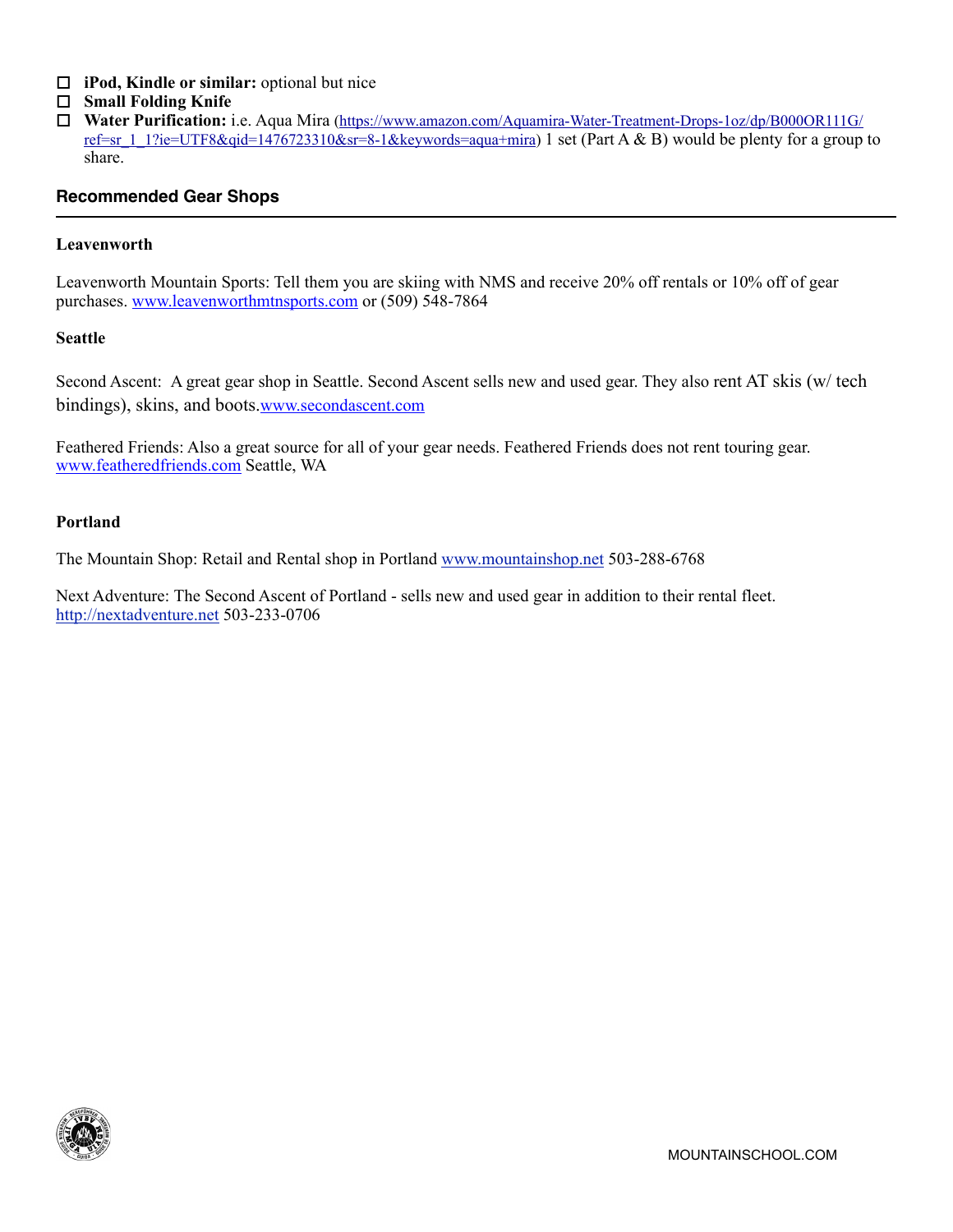- ☐ **iPod, Kindle or similar:** optional but nice
- ☐ **Small Folding Knife**
- ☐ **Water Purification:** i.e. Aqua Mira (https://www.amazon.com/Aquamira-Water-Treatment-Drops-1oz/dp/B000OR111G/ref=sr_1_1?ie=UTF8&qid=1476723310&sr=8-1&keywords=aqua+mira) 1 set (Part A & B) would be plenty for a group to share.

## Recommended Gear Shops

### Leavenworth

Leavenworth Mountain Sports: Tell them you are skiing with NMS and receive 20% off rentals or 10% off of gear purchases. www.leavenworthmtnsports.com or (509) 548-7864

### Seattle

Second Ascent: A great gear shop in Seattle. Second Ascent sells new and used gear. They also rent AT skis (w/ tech bindings), skins, and boots. www.secondascent.com

Feathered Friends: Also a great source for all of your gear needs. Feathered Friends does not rent touring gear. www.featheredfriends.com Seattle, WA

### Portland

The Mountain Shop: Retail and Rental shop in Portland www.mountainshop.net 503-288-6768

Next Adventure: The Second Ascent of Portland - sells new and used gear in addition to their rental fleet. http://nextadventure.net 503-233-0706